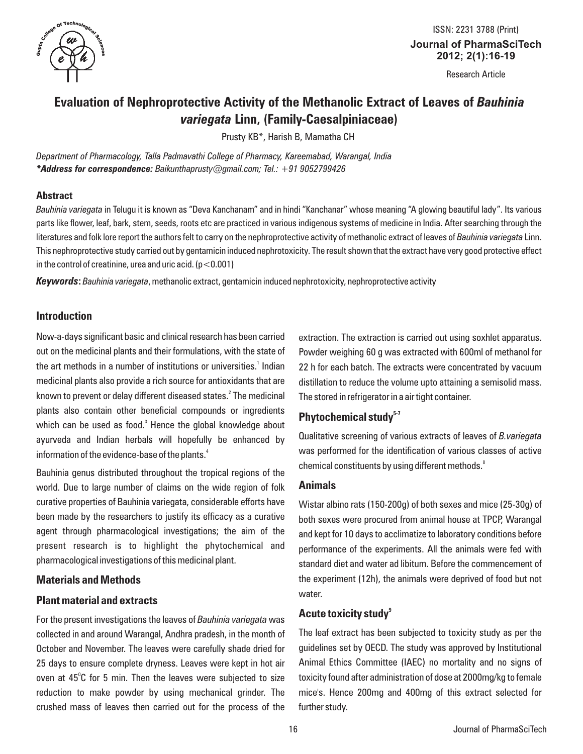Research Article

# Evaluation of Nephroprotective Activity of the Methanolic Extract of Leaves of *Bauhinia variegata* Linn, (Family-Caesalpiniaceae)

Prusty KB*, Harish B, Mamatha CH

*Department of Pharmacology, Talla Padmavathi College of Pharmacy, Kareemabad, Warangal, India*
***Address for correspondence:** Baikunthaprusty@gmail.com; Tel.: +91 9052799426*

### Abstract

*Bauhinia variegata* in Telugu it is known as "Deva Kanchanam" and in hindi "Kanchanar" whose meaning "A glowing beautiful lady". Its various parts like flower, leaf, bark, stem, seeds, roots etc are practiced in various indigenous systems of medicine in India. After searching through the literatures and folk lore report the authors felt to carry on the nephroprotective activity of methanolic extract of leaves of *Bauhinia variegata* Linn. This nephroprotective study carried out by gentamicin induced nephrotoxicity. The result shown that the extract have very good protective effect in the control of creatinine, urea and uric acid. ($p<0.001$)

***Keywords*:** *Bauhinia variegata*, methanolic extract, gentamicin induced nephrotoxicity, nephroprotective activity

## Introduction

Now-a-days significant basic and clinical research has been carried out on the medicinal plants and their formulations, with the state of the art methods in a number of institutions or universities.[1] Indian medicinal plants also provide a rich source for antioxidants that are known to prevent or delay different diseased states.[2] The medicinal plants also contain other beneficial compounds or ingredients which can be used as food.[3] Hence the global knowledge about ayurveda and Indian herbals will hopefully be enhanced by information of the evidence-base of the plants.[4]

Bauhinia genus distributed throughout the tropical regions of the world. Due to large number of claims on the wide region of folk curative properties of Bauhinia variegata, considerable efforts have been made by the researchers to justify its efficacy as a curative agent through pharmacological investigations; the aim of the present research is to highlight the phytochemical and pharmacological investigations of this medicinal plant.

## Materials and Methods

### Plant material and extracts

For the present investigations the leaves of *Bauhinia variegata* was collected in and around Warangal, Andhra pradesh, in the month of October and November. The leaves were carefully shade dried for 25 days to ensure complete dryness. Leaves were kept in hot air oven at $45^0$C for 5 min. Then the leaves were subjected to size reduction to make powder by using mechanical grinder. The crushed mass of leaves then carried out for the process of the extraction. The extraction is carried out using soxhlet apparatus. Powder weighing 60 g was extracted with 600ml of methanol for 22 h for each batch. The extracts were concentrated by vacuum distillation to reduce the volume upto attaining a semisolid mass. The stored in refrigerator in a air tight container.

### Phytochemical study[5-7]

Qualitative screening of various extracts of leaves of *B.variegata* was performed for the identification of various classes of active chemical constituents by using different methods.[8]

### Animals

Wistar albino rats (150-200g) of both sexes and mice (25-30g) of both sexes were procured from animal house at TPCP, Warangal and kept for 10 days to acclimatize to laboratory conditions before performance of the experiments. All the animals were fed with standard diet and water ad libitum. Before the commencement of the experiment (12h), the animals were deprived of food but not water.

### Acute toxicity study[9]

The leaf extract has been subjected to toxicity study as per the guidelines set by OECD. The study was approved by Institutional Animal Ethics Committee (IAEC) no mortality and no signs of toxicity found after administration of dose at 2000mg/kg to female mice's. Hence 200mg and 400mg of this extract selected for further study.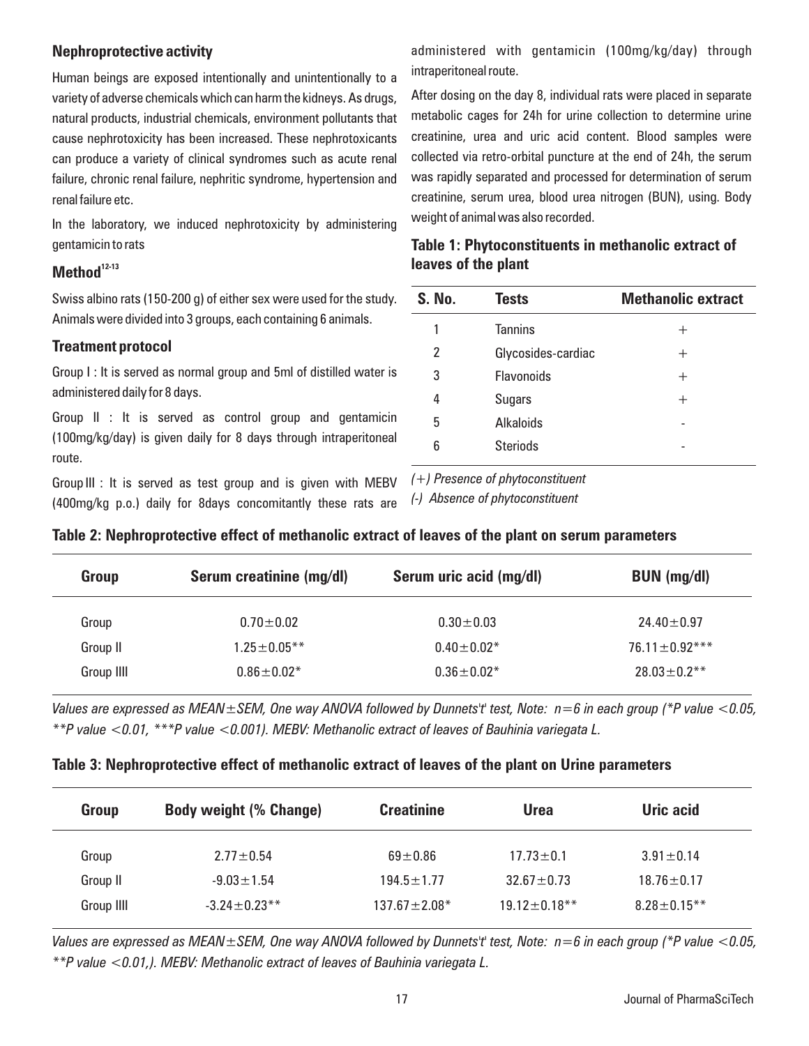## Nephroprotective activity

Human beings are exposed intentionally and unintentionally to a variety of adverse chemicals which can harm the kidneys. As drugs, natural products, industrial chemicals, environment pollutants that cause nephrotoxicity has been increased. These nephrotoxicants can produce a variety of clinical syndromes such as acute renal failure, chronic renal failure, nephritic syndrome, hypertension and renal failure etc.

In the laboratory, we induced nephrotoxicity by administering gentamicin to rats

## Method[12-13]

Swiss albino rats (150-200 g) of either sex were used for the study. Animals were divided into 3 groups, each containing 6 animals.

### Treatment protocol

Group I : It is served as normal group and 5ml of distilled water is administered daily for 8 days.

Group II : It is served as control group and gentamicin (100mg/kg/day) is given daily for 8 days through intraperitoneal route.

Group III : It is served as test group and is given with MEBV (400mg/kg p.o.) daily for 8days concomitantly these rats are administered with gentamicin (100mg/kg/day) through intraperitoneal route.

After dosing on the day 8, individual rats were placed in separate metabolic cages for 24h for urine collection to determine urine creatinine, urea and uric acid content. Blood samples were collected via retro-orbital puncture at the end of 24h, the serum was rapidly separated and processed for determination of serum creatinine, serum urea, blood urea nitrogen (BUN), using. Body weight of animal was also recorded.

**Table 1: Phytoconstituents in methanolic extract of leaves of the plant**

| S. No. | Tests | Methanolic extract |
|---|---|---|
| 1 | Tannins | + |
| 2 | Glycosides-cardiac | + |
| 3 | Flavonoids | + |
| 4 | Sugars | + |
| 5 | Alkaloids | - |
| 6 | Steriods | - |

*(+) Presence of phytoconstituent*
*(-) Absence of phytoconstituent*

**Table 2: Nephroprotective effect of methanolic extract of leaves of the plant on serum parameters**

| Group | Serum creatinine (mg/dl) | Serum uric acid (mg/dl) | BUN (mg/dl) |
|---|---|---|---|
| Group | 0.70±0.02 | 0.30±0.03 | 24.40±0.97 |
| Group II | 1.25±0.05** | 0.40±0.02* | 76.11±0.92*** |
| Group IIII | 0.86±0.02* | 0.36±0.02* | 28.03±0.2** |

*Values are expressed as MEAN±SEM, One way ANOVA followed by Dunnets't' test, Note: n=6 in each group (*P value <0.05, **P value <0.01, ***P value <0.001). MEBV: Methanolic extract of leaves of Bauhinia variegata L.*

**Table 3: Nephroprotective effect of methanolic extract of leaves of the plant on Urine parameters**

| Group | Body weight (% Change) | Creatinine | Urea | Uric acid |
|---|---|---|---|---|
| Group | 2.77±0.54 | 69±0.86 | 17.73±0.1 | 3.91±0.14 |
| Group II | -9.03±1.54 | 194.5±1.77 | 32.67±0.73 | 18.76±0.17 |
| Group IIII | -3.24±0.23** | 137.67±2.08* | 19.12±0.18** | 8.28±0.15** |

*Values are expressed as MEAN±SEM, One way ANOVA followed by Dunnets't' test, Note: n=6 in each group (*P value <0.05, **P value <0.01,). MEBV: Methanolic extract of leaves of Bauhinia variegata L.*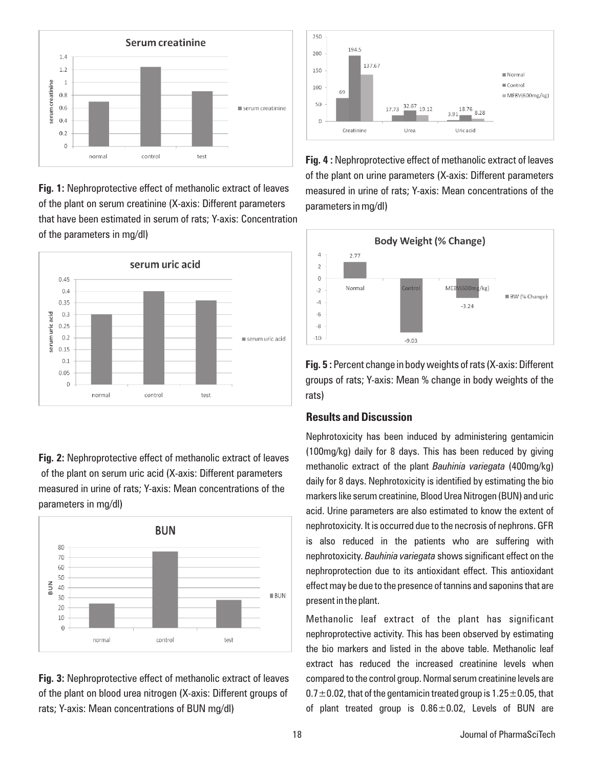**Fig. 1:** Nephroprotective effect of methanolic extract of leaves of the plant on serum creatinine (X-axis: Different parameters that have been estimated in serum of rats; Y-axis: Concentration of the parameters in mg/dl)

**Fig. 2:** Nephroprotective effect of methanolic extract of leaves of the plant on serum uric acid (X-axis: Different parameters measured in urine of rats; Y-axis: Mean concentrations of the parameters in mg/dl)

**Fig. 3:** Nephroprotective effect of methanolic extract of leaves of the plant on blood urea nitrogen (X-axis: Different groups of rats; Y-axis: Mean concentrations of BUN mg/dl)

**Fig. 4 :** Nephroprotective effect of methanolic extract of leaves of the plant on urine parameters (X-axis: Different parameters measured in urine of rats; Y-axis: Mean concentrations of the parameters in mg/dl)

**Fig. 5 :** Percent change in body weights of rats (X-axis: Different groups of rats; Y-axis: Mean % change in body weights of the rats)

## Results and Discussion

Nephrotoxicity has been induced by administering gentamicin (100mg/kg) daily for 8 days. This has been reduced by giving methanolic extract of the plant *Bauhinia variegata* (400mg/kg) daily for 8 days. Nephrotoxicity is identified by estimating the bio markers like serum creatinine, Blood Urea Nitrogen (BUN) and uric acid. Urine parameters are also estimated to know the extent of nephrotoxicity. It is occurred due to the necrosis of nephrons. GFR is also reduced in the patients who are suffering with nephrotoxicity. *Bauhinia variegata* shows significant effect on the nephroprotection due to its antioxidant effect. This antioxidant effect may be due to the presence of tannins and saponins that are present in the plant.

Methanolic leaf extract of the plant has significant nephroprotective activity. This has been observed by estimating the bio markers and listed in the above table. Methanolic leaf extract has reduced the increased creatinine levels when compared to the control group. Normal serum creatinine levels are $0.7 \pm 0.02$, that of the gentamicin treated group is $1.25 \pm 0.05$, that of plant treated group is $0.86 \pm 0.02$, Levels of BUN are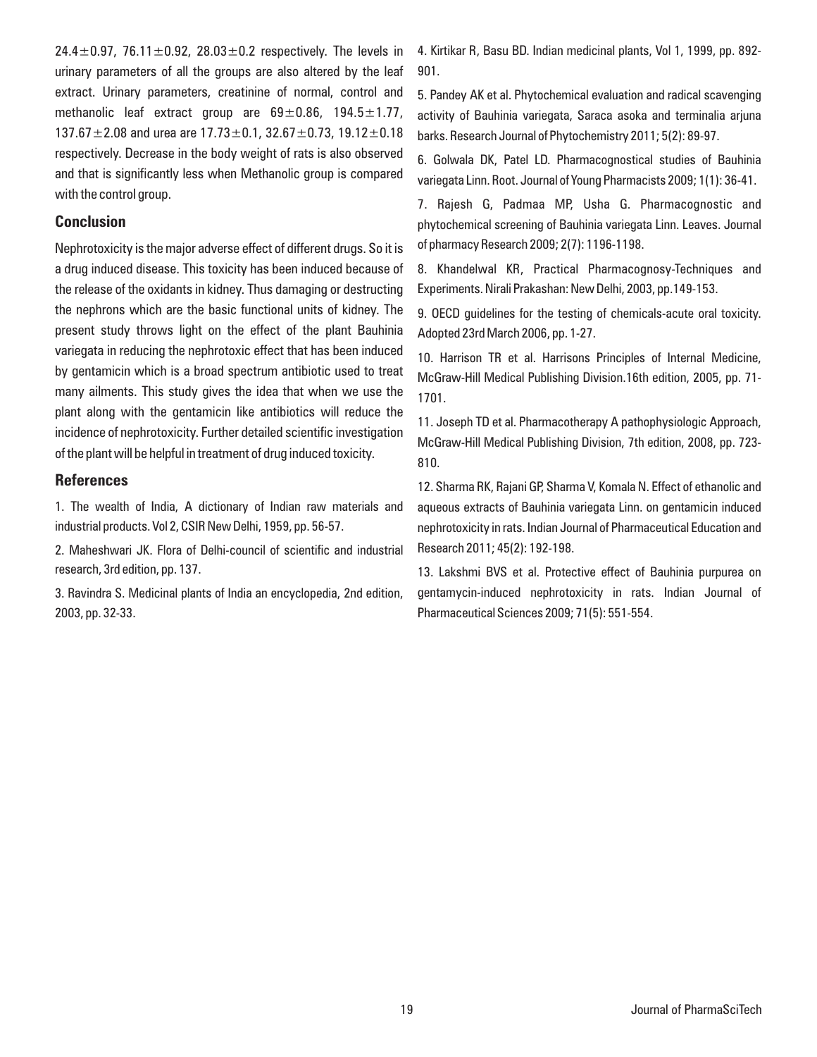$24.4 \pm 0.97$, $76.11 \pm 0.92$, $28.03 \pm 0.2$ respectively. The levels in urinary parameters of all the groups are also altered by the leaf extract. Urinary parameters, creatinine of normal, control and methanolic leaf extract group are $69 \pm 0.86$, $194.5 \pm 1.77$, $137.67 \pm 2.08$ and urea are $17.73 \pm 0.1$, $32.67 \pm 0.73$, $19.12 \pm 0.18$ respectively. Decrease in the body weight of rats is also observed and that is significantly less when Methanolic group is compared with the control group.

## Conclusion

Nephrotoxicity is the major adverse effect of different drugs. So it is a drug induced disease. This toxicity has been induced because of the release of the oxidants in kidney. Thus damaging or destructing the nephrons which are the basic functional units of kidney. The present study throws light on the effect of the plant Bauhinia variegata in reducing the nephrotoxic effect that has been induced by gentamicin which is a broad spectrum antibiotic used to treat many ailments. This study gives the idea that when we use the plant along with the gentamicin like antibiotics will reduce the incidence of nephrotoxicity. Further detailed scientific investigation of the plant will be helpful in treatment of drug induced toxicity.

## References

1. The wealth of India, A dictionary of Indian raw materials and industrial products. Vol 2, CSIR New Delhi, 1959, pp. 56-57.

2. Maheshwari JK. Flora of Delhi-council of scientific and industrial research, 3rd edition, pp. 137.

3. Ravindra S. Medicinal plants of India an encyclopedia, 2nd edition, 2003, pp. 32-33.

4. Kirtikar R, Basu BD. Indian medicinal plants, Vol 1, 1999, pp. 892-901.

5. Pandey AK et al. Phytochemical evaluation and radical scavenging activity of Bauhinia variegata, Saraca asoka and terminalia arjuna barks. Research Journal of Phytochemistry 2011; 5(2): 89-97.

6. Golwala DK, Patel LD. Pharmacognostical studies of Bauhinia variegata Linn. Root. Journal of Young Pharmacists 2009; 1(1): 36-41.

7. Rajesh G, Padmaa MP, Usha G. Pharmacognostic and phytochemical screening of Bauhinia variegata Linn. Leaves. Journal of pharmacy Research 2009; 2(7): 1196-1198.

8. Khandelwal KR, Practical Pharmacognosy-Techniques and Experiments. Nirali Prakashan: New Delhi, 2003, pp.149-153.

9. OECD guidelines for the testing of chemicals-acute oral toxicity. Adopted 23rd March 2006, pp. 1-27.

10. Harrison TR et al. Harrisons Principles of Internal Medicine, McGraw-Hill Medical Publishing Division.16th edition, 2005, pp. 71-1701.

11. Joseph TD et al. Pharmacotherapy A pathophysiologic Approach, McGraw-Hill Medical Publishing Division, 7th edition, 2008, pp. 723-810.

12. Sharma RK, Rajani GP, Sharma V, Komala N. Effect of ethanolic and aqueous extracts of Bauhinia variegata Linn. on gentamicin induced nephrotoxicity in rats. Indian Journal of Pharmaceutical Education and Research 2011; 45(2): 192-198.

13. Lakshmi BVS et al. Protective effect of Bauhinia purpurea on gentamycin-induced nephrotoxicity in rats. Indian Journal of Pharmaceutical Sciences 2009; 71(5): 551-554.